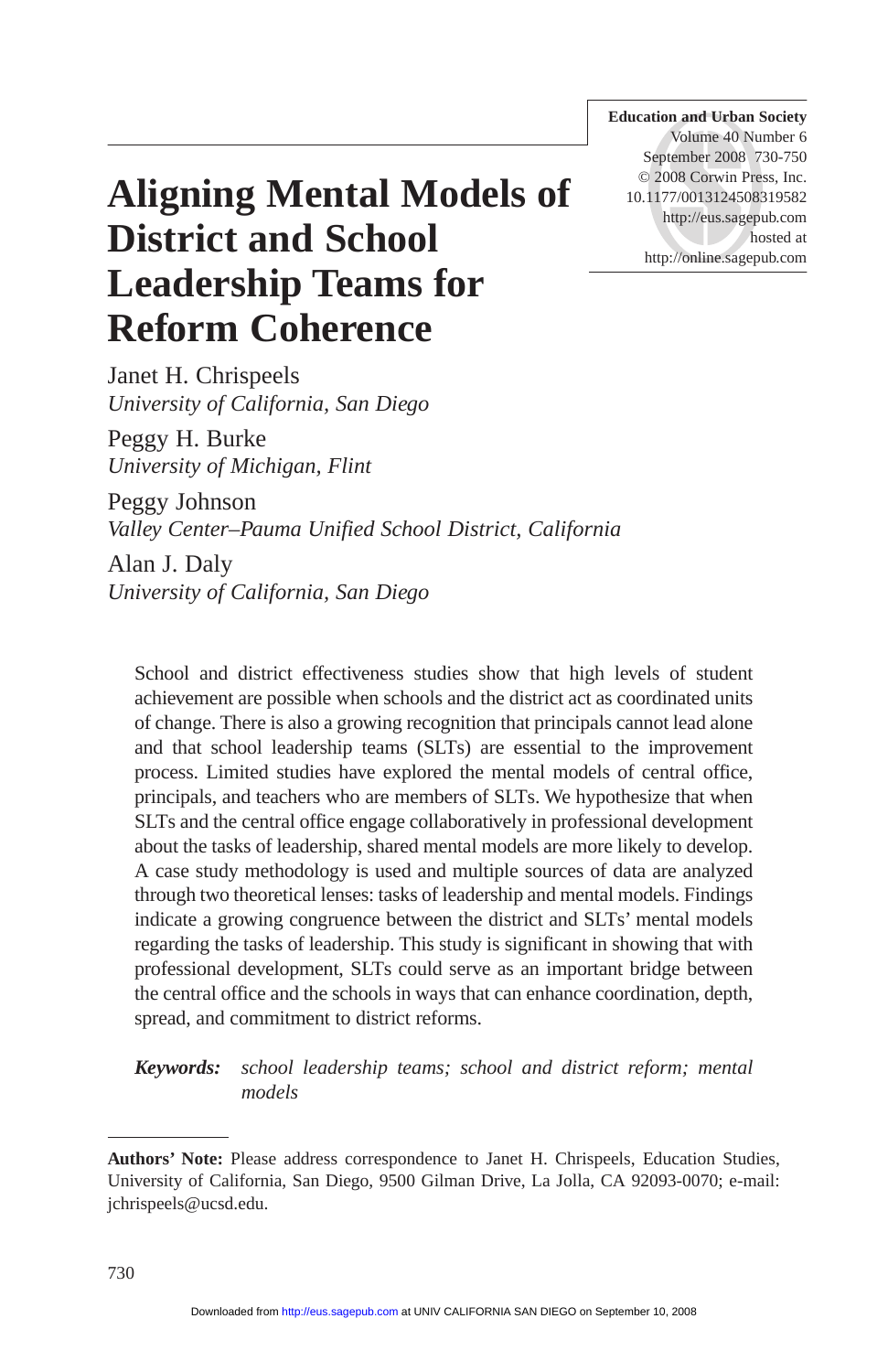# Aligning Mental Models of District and School Leadership Teams for Reform Coherence

Janet H. Chrispeels
*University of California, San Diego*

Peggy H. Burke
*University of Michigan, Flint*

Peggy Johnson
*Valley Center–Pauma Unified School District, California*

Alan J. Daly
*University of California, San Diego*

School and district effectiveness studies show that high levels of student achievement are possible when schools and the district act as coordinated units of change. There is also a growing recognition that principals cannot lead alone and that school leadership teams (SLTs) are essential to the improvement process. Limited studies have explored the mental models of central office, principals, and teachers who are members of SLTs. We hypothesize that when SLTs and the central office engage collaboratively in professional development about the tasks of leadership, shared mental models are more likely to develop. A case study methodology is used and multiple sources of data are analyzed through two theoretical lenses: tasks of leadership and mental models. Findings indicate a growing congruence between the district and SLTs' mental models regarding the tasks of leadership. This study is significant in showing that with professional development, SLTs could serve as an important bridge between the central office and the schools in ways that can enhance coordination, depth, spread, and commitment to district reforms.

**Keywords:** *school leadership teams; school and district reform; mental models*

---

**Authors' Note:** Please address correspondence to Janet H. Chrispeels, Education Studies, University of California, San Diego, 9500 Gilman Drive, La Jolla, CA 92093-0070; e-mail: jchrispeels@ucsd.edu.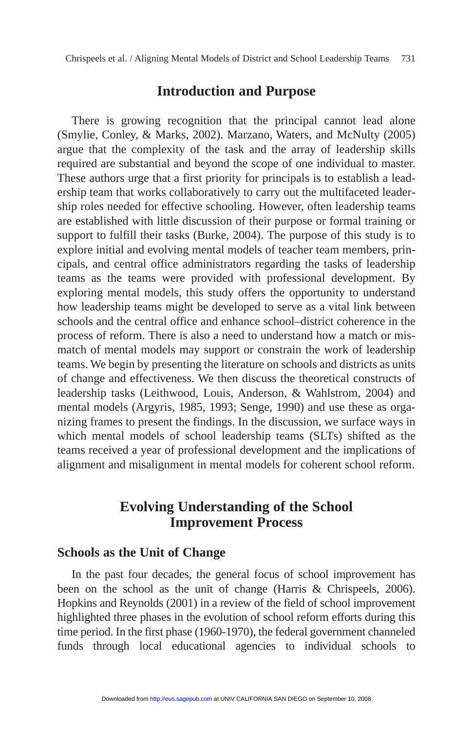## Introduction and Purpose

There is growing recognition that the principal cannot lead alone (Smylie, Conley, & Marks, 2002). Marzano, Waters, and McNulty (2005) argue that the complexity of the task and the array of leadership skills required are substantial and beyond the scope of one individual to master. These authors urge that a first priority for principals is to establish a leadership team that works collaboratively to carry out the multifaceted leadership roles needed for effective schooling. However, often leadership teams are established with little discussion of their purpose or formal training or support to fulfill their tasks (Burke, 2004). The purpose of this study is to explore initial and evolving mental models of teacher team members, principals, and central office administrators regarding the tasks of leadership teams as the teams were provided with professional development. By exploring mental models, this study offers the opportunity to understand how leadership teams might be developed to serve as a vital link between schools and the central office and enhance school–district coherence in the process of reform. There is also a need to understand how a match or mismatch of mental models may support or constrain the work of leadership teams. We begin by presenting the literature on schools and districts as units of change and effectiveness. We then discuss the theoretical constructs of leadership tasks (Leithwood, Louis, Anderson, & Wahlstrom, 2004) and mental models (Argyris, 1985, 1993; Senge, 1990) and use these as organizing frames to present the findings. In the discussion, we surface ways in which mental models of school leadership teams (SLTs) shifted as the teams received a year of professional development and the implications of alignment and misalignment in mental models for coherent school reform.

## Evolving Understanding of the School Improvement Process

### Schools as the Unit of Change

In the past four decades, the general focus of school improvement has been on the school as the unit of change (Harris & Chrispeels, 2006). Hopkins and Reynolds (2001) in a review of the field of school improvement highlighted three phases in the evolution of school reform efforts during this time period. In the first phase (1960-1970), the federal government channeled funds through local educational agencies to individual schools to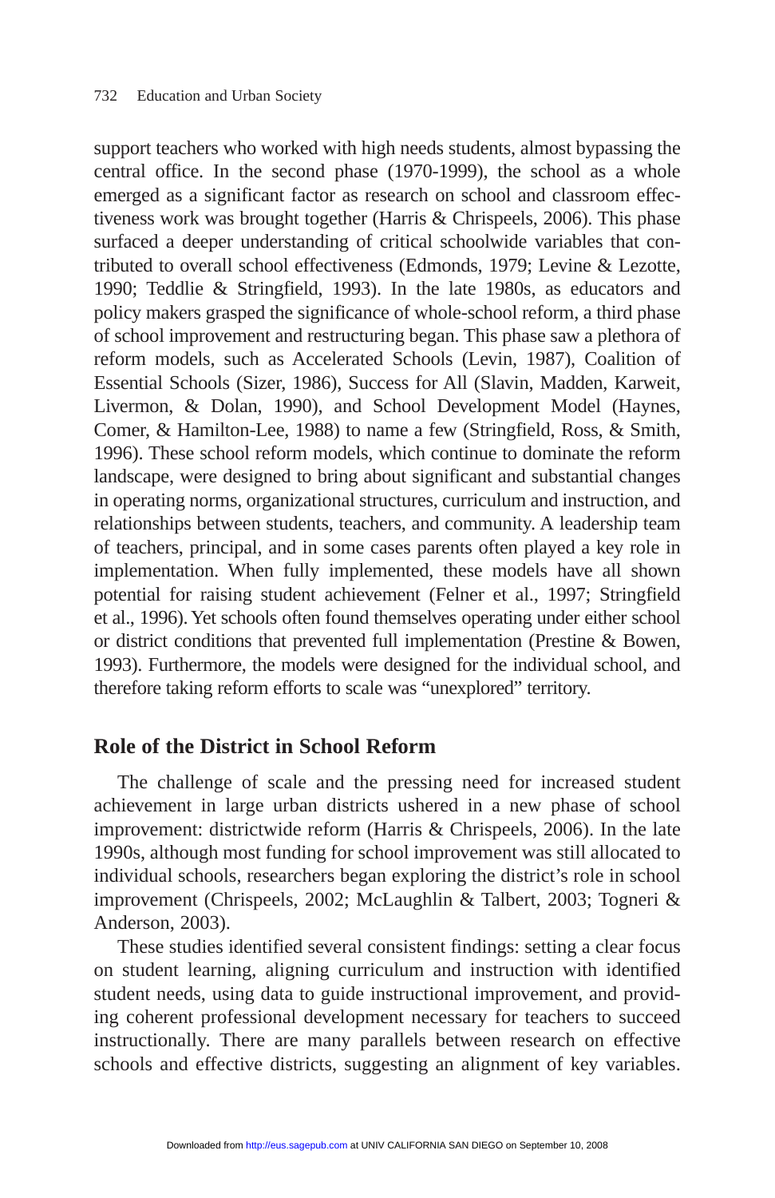support teachers who worked with high needs students, almost bypassing the central office. In the second phase (1970-1999), the school as a whole emerged as a significant factor as research on school and classroom effectiveness work was brought together (Harris & Chrispeels, 2006). This phase surfaced a deeper understanding of critical schoolwide variables that contributed to overall school effectiveness (Edmonds, 1979; Levine & Lezotte, 1990; Teddlie & Stringfield, 1993). In the late 1980s, as educators and policy makers grasped the significance of whole-school reform, a third phase of school improvement and restructuring began. This phase saw a plethora of reform models, such as Accelerated Schools (Levin, 1987), Coalition of Essential Schools (Sizer, 1986), Success for All (Slavin, Madden, Karweit, Livermon, & Dolan, 1990), and School Development Model (Haynes, Comer, & Hamilton-Lee, 1988) to name a few (Stringfield, Ross, & Smith, 1996). These school reform models, which continue to dominate the reform landscape, were designed to bring about significant and substantial changes in operating norms, organizational structures, curriculum and instruction, and relationships between students, teachers, and community. A leadership team of teachers, principal, and in some cases parents often played a key role in implementation. When fully implemented, these models have all shown potential for raising student achievement (Felner et al., 1997; Stringfield et al., 1996). Yet schools often found themselves operating under either school or district conditions that prevented full implementation (Prestine & Bowen, 1993). Furthermore, the models were designed for the individual school, and therefore taking reform efforts to scale was "unexplored" territory.

## Role of the District in School Reform

The challenge of scale and the pressing need for increased student achievement in large urban districts ushered in a new phase of school improvement: districtwide reform (Harris & Chrispeels, 2006). In the late 1990s, although most funding for school improvement was still allocated to individual schools, researchers began exploring the district's role in school improvement (Chrispeels, 2002; McLaughlin & Talbert, 2003; Togneri & Anderson, 2003).

These studies identified several consistent findings: setting a clear focus on student learning, aligning curriculum and instruction with identified student needs, using data to guide instructional improvement, and providing coherent professional development necessary for teachers to succeed instructionally. There are many parallels between research on effective schools and effective districts, suggesting an alignment of key variables.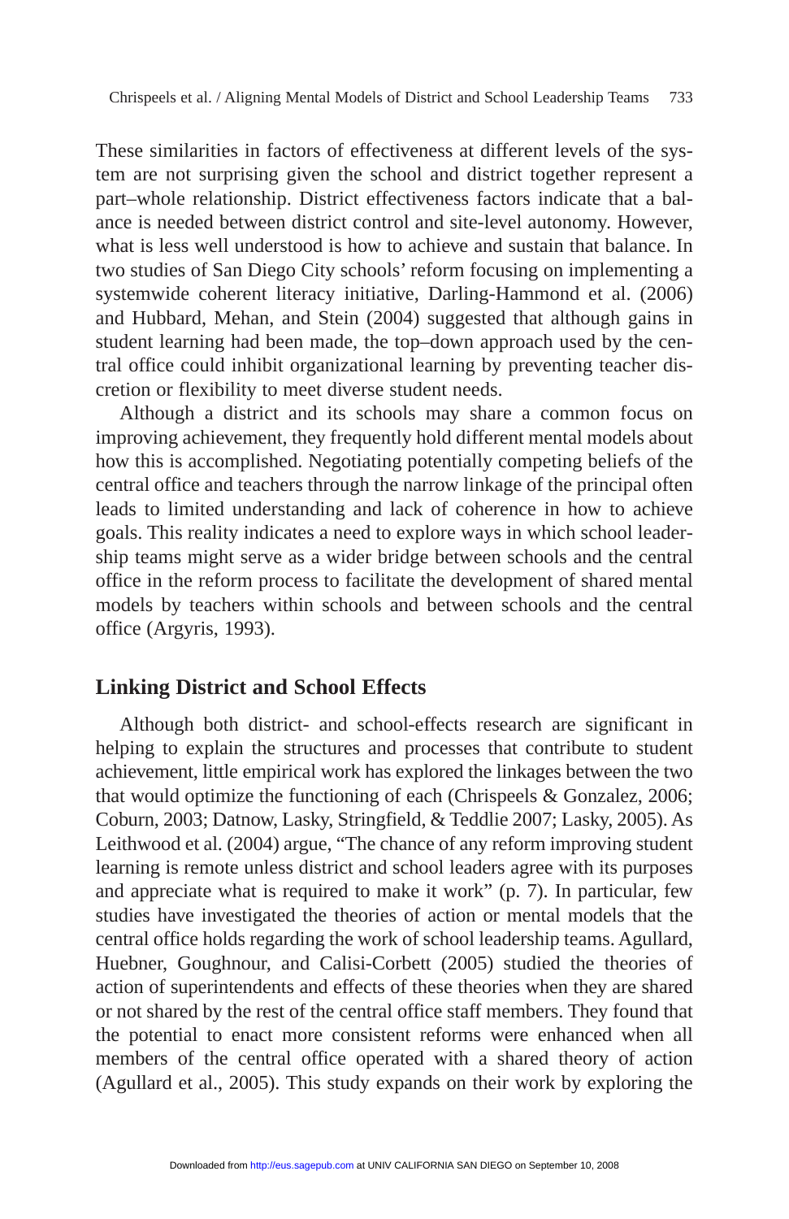These similarities in factors of effectiveness at different levels of the system are not surprising given the school and district together represent a part–whole relationship. District effectiveness factors indicate that a balance is needed between district control and site-level autonomy. However, what is less well understood is how to achieve and sustain that balance. In two studies of San Diego City schools' reform focusing on implementing a systemwide coherent literacy initiative, Darling-Hammond et al. (2006) and Hubbard, Mehan, and Stein (2004) suggested that although gains in student learning had been made, the top–down approach used by the central office could inhibit organizational learning by preventing teacher discretion or flexibility to meet diverse student needs.

Although a district and its schools may share a common focus on improving achievement, they frequently hold different mental models about how this is accomplished. Negotiating potentially competing beliefs of the central office and teachers through the narrow linkage of the principal often leads to limited understanding and lack of coherence in how to achieve goals. This reality indicates a need to explore ways in which school leadership teams might serve as a wider bridge between schools and the central office in the reform process to facilitate the development of shared mental models by teachers within schools and between schools and the central office (Argyris, 1993).

## Linking District and School Effects

Although both district- and school-effects research are significant in helping to explain the structures and processes that contribute to student achievement, little empirical work has explored the linkages between the two that would optimize the functioning of each (Chrispeels & Gonzalez, 2006; Coburn, 2003; Datnow, Lasky, Stringfield, & Teddlie 2007; Lasky, 2005). As Leithwood et al. (2004) argue, "The chance of any reform improving student learning is remote unless district and school leaders agree with its purposes and appreciate what is required to make it work" (p. 7). In particular, few studies have investigated the theories of action or mental models that the central office holds regarding the work of school leadership teams. Agullard, Huebner, Goughnour, and Calisi-Corbett (2005) studied the theories of action of superintendents and effects of these theories when they are shared or not shared by the rest of the central office staff members. They found that the potential to enact more consistent reforms were enhanced when all members of the central office operated with a shared theory of action (Agullard et al., 2005). This study expands on their work by exploring the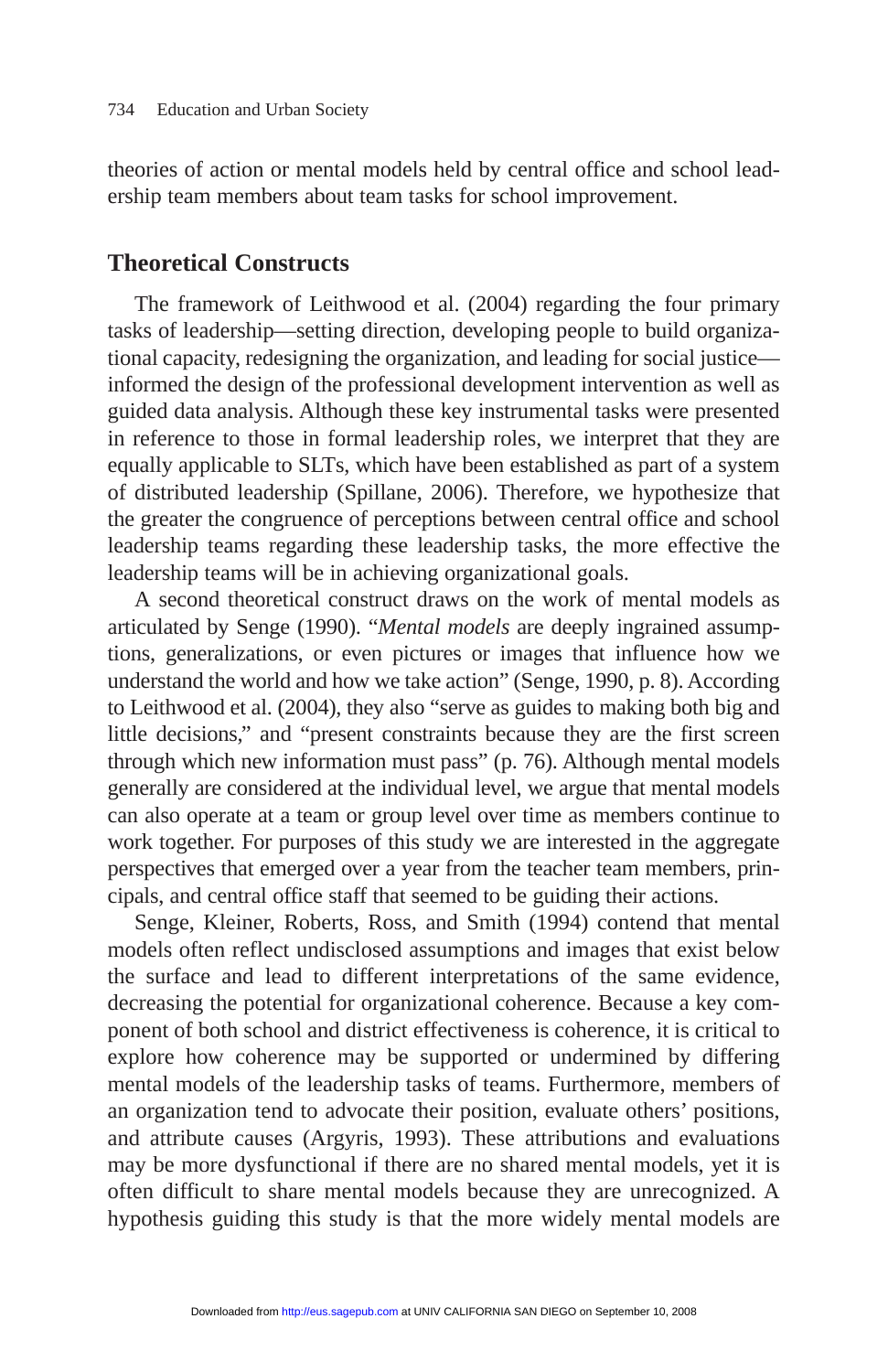theories of action or mental models held by central office and school leadership team members about team tasks for school improvement.

## Theoretical Constructs

The framework of Leithwood et al. (2004) regarding the four primary tasks of leadership—setting direction, developing people to build organizational capacity, redesigning the organization, and leading for social justice—informed the design of the professional development intervention as well as guided data analysis. Although these key instrumental tasks were presented in reference to those in formal leadership roles, we interpret that they are equally applicable to SLTs, which have been established as part of a system of distributed leadership (Spillane, 2006). Therefore, we hypothesize that the greater the congruence of perceptions between central office and school leadership teams regarding these leadership tasks, the more effective the leadership teams will be in achieving organizational goals.

A second theoretical construct draws on the work of mental models as articulated by Senge (1990). "*Mental models* are deeply ingrained assumptions, generalizations, or even pictures or images that influence how we understand the world and how we take action" (Senge, 1990, p. 8). According to Leithwood et al. (2004), they also "serve as guides to making both big and little decisions," and "present constraints because they are the first screen through which new information must pass" (p. 76). Although mental models generally are considered at the individual level, we argue that mental models can also operate at a team or group level over time as members continue to work together. For purposes of this study we are interested in the aggregate perspectives that emerged over a year from the teacher team members, principals, and central office staff that seemed to be guiding their actions.

Senge, Kleiner, Roberts, Ross, and Smith (1994) contend that mental models often reflect undisclosed assumptions and images that exist below the surface and lead to different interpretations of the same evidence, decreasing the potential for organizational coherence. Because a key component of both school and district effectiveness is coherence, it is critical to explore how coherence may be supported or undermined by differing mental models of the leadership tasks of teams. Furthermore, members of an organization tend to advocate their position, evaluate others' positions, and attribute causes (Argyris, 1993). These attributions and evaluations may be more dysfunctional if there are no shared mental models, yet it is often difficult to share mental models because they are unrecognized. A hypothesis guiding this study is that the more widely mental models are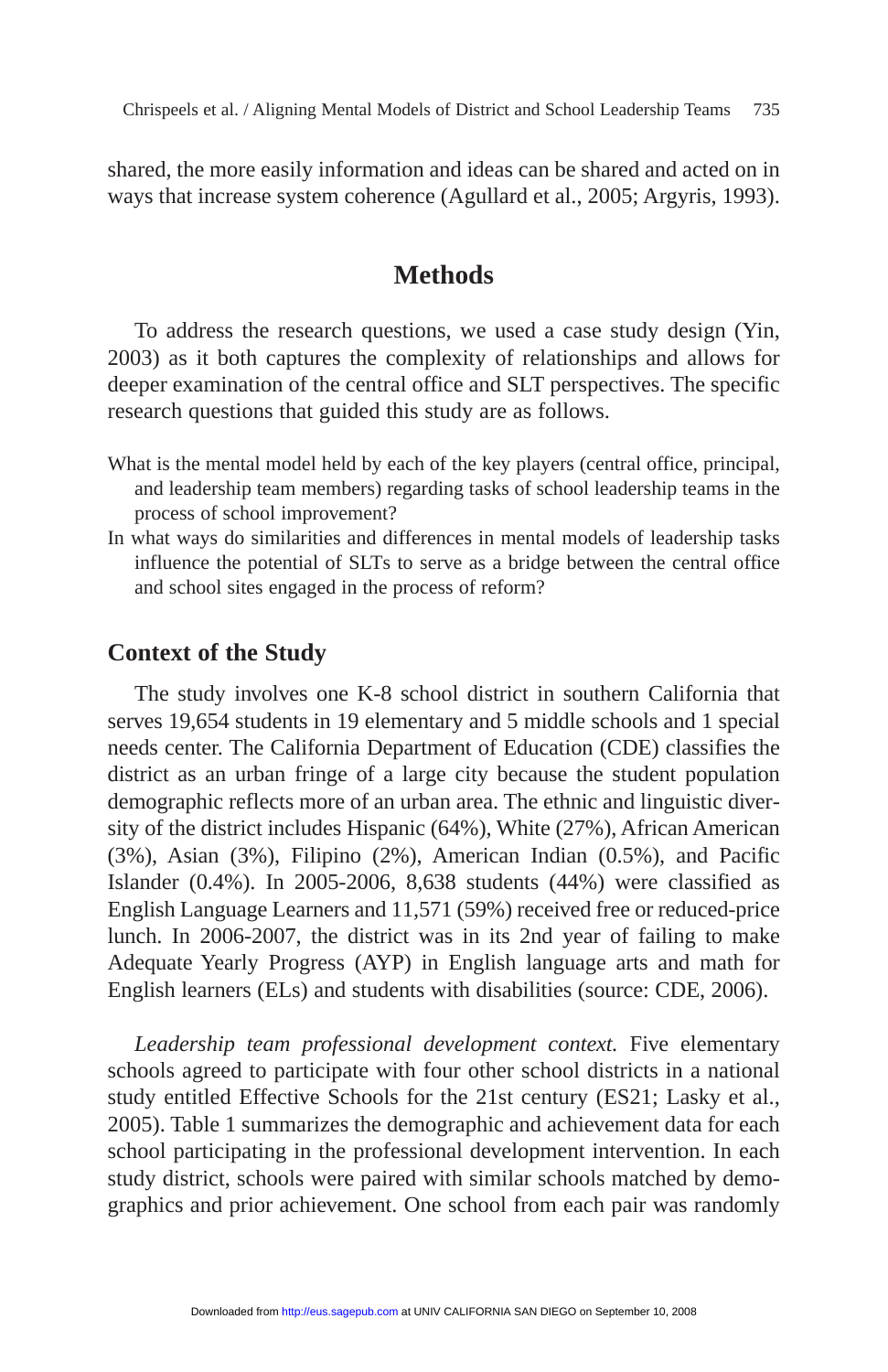shared, the more easily information and ideas can be shared and acted on in ways that increase system coherence (Agullard et al., 2005; Argyris, 1993).

## Methods

To address the research questions, we used a case study design (Yin, 2003) as it both captures the complexity of relationships and allows for deeper examination of the central office and SLT perspectives. The specific research questions that guided this study are as follows.

What is the mental model held by each of the key players (central office, principal, and leadership team members) regarding tasks of school leadership teams in the process of school improvement?

In what ways do similarities and differences in mental models of leadership tasks influence the potential of SLTs to serve as a bridge between the central office and school sites engaged in the process of reform?

### Context of the Study

The study involves one K-8 school district in southern California that serves 19,654 students in 19 elementary and 5 middle schools and 1 special needs center. The California Department of Education (CDE) classifies the district as an urban fringe of a large city because the student population demographic reflects more of an urban area. The ethnic and linguistic diversity of the district includes Hispanic (64%), White (27%), African American (3%), Asian (3%), Filipino (2%), American Indian (0.5%), and Pacific Islander (0.4%). In 2005-2006, 8,638 students (44%) were classified as English Language Learners and 11,571 (59%) received free or reduced-price lunch. In 2006-2007, the district was in its 2nd year of failing to make Adequate Yearly Progress (AYP) in English language arts and math for English learners (ELs) and students with disabilities (source: CDE, 2006).

*Leadership team professional development context.* Five elementary schools agreed to participate with four other school districts in a national study entitled Effective Schools for the 21st century (ES21; Lasky et al., 2005). Table 1 summarizes the demographic and achievement data for each school participating in the professional development intervention. In each study district, schools were paired with similar schools matched by demographics and prior achievement. One school from each pair was randomly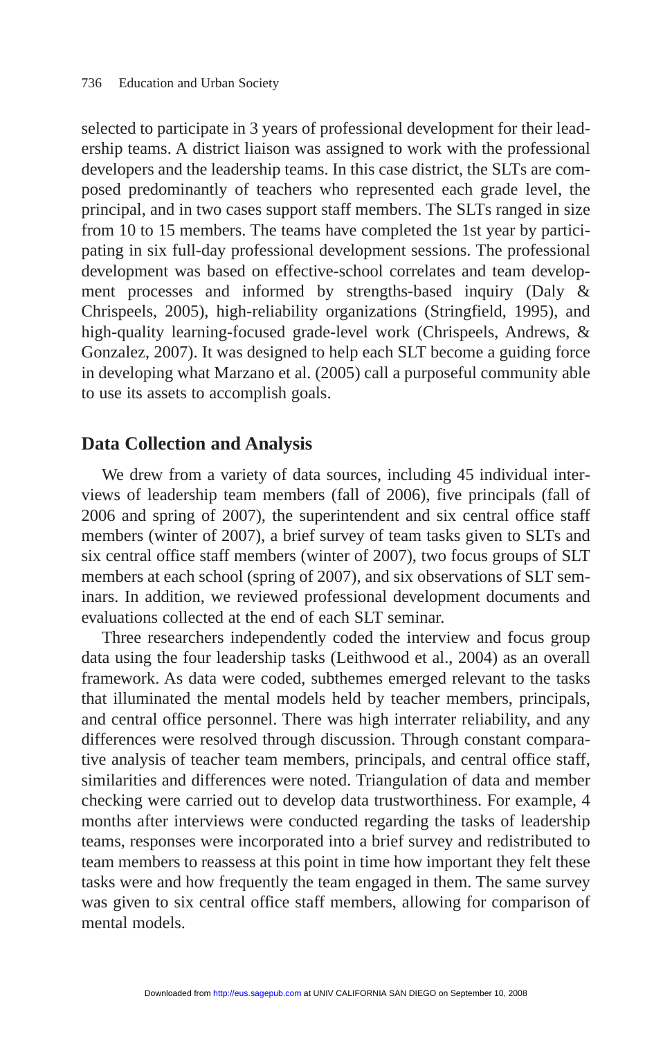selected to participate in 3 years of professional development for their leadership teams. A district liaison was assigned to work with the professional developers and the leadership teams. In this case district, the SLTs are composed predominantly of teachers who represented each grade level, the principal, and in two cases support staff members. The SLTs ranged in size from 10 to 15 members. The teams have completed the 1st year by participating in six full-day professional development sessions. The professional development was based on effective-school correlates and team development processes and informed by strengths-based inquiry (Daly & Chrispeels, 2005), high-reliability organizations (Stringfield, 1995), and high-quality learning-focused grade-level work (Chrispeels, Andrews, & Gonzalez, 2007). It was designed to help each SLT become a guiding force in developing what Marzano et al. (2005) call a purposeful community able to use its assets to accomplish goals.

## Data Collection and Analysis

We drew from a variety of data sources, including 45 individual interviews of leadership team members (fall of 2006), five principals (fall of 2006 and spring of 2007), the superintendent and six central office staff members (winter of 2007), a brief survey of team tasks given to SLTs and six central office staff members (winter of 2007), two focus groups of SLT members at each school (spring of 2007), and six observations of SLT seminars. In addition, we reviewed professional development documents and evaluations collected at the end of each SLT seminar.

Three researchers independently coded the interview and focus group data using the four leadership tasks (Leithwood et al., 2004) as an overall framework. As data were coded, subthemes emerged relevant to the tasks that illuminated the mental models held by teacher members, principals, and central office personnel. There was high interrater reliability, and any differences were resolved through discussion. Through constant comparative analysis of teacher team members, principals, and central office staff, similarities and differences were noted. Triangulation of data and member checking were carried out to develop data trustworthiness. For example, 4 months after interviews were conducted regarding the tasks of leadership teams, responses were incorporated into a brief survey and redistributed to team members to reassess at this point in time how important they felt these tasks were and how frequently the team engaged in them. The same survey was given to six central office staff members, allowing for comparison of mental models.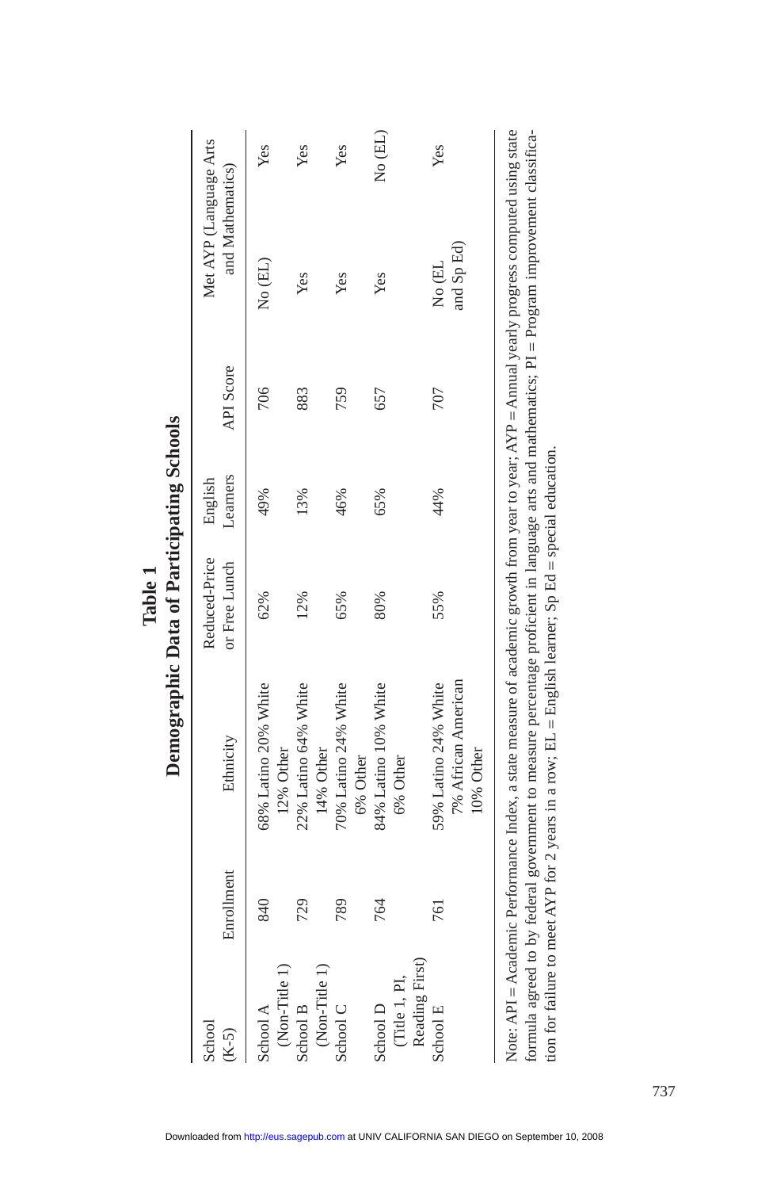**Table 1**
**Demographic Data of Participating Schools**

| School (K-5) | Enrollment | Ethnicity | Reduced-Price or Free Lunch | English Learners | API Score | Met AYP (Language Arts and Mathematics) | |
|---|---|---|---|---|---|---|---|
| School A (Non-Title 1) | 840 | 68% Latino 20% White 12% Other | 62% | 49% | 706 | No (EL) | Yes |
| School B (Non-Title 1) | 729 | 22% Latino 64% White 14% Other | 12% | 13% | 883 | Yes | Yes |
| School C | 789 | 70% Latino 24% White 6% Other | 65% | 46% | 759 | Yes | Yes |
| School D (Title 1, PI, Reading First) | 764 | 84% Latino 10% White 6% Other | 80% | 65% | 657 | Yes | No (EL) |
| School E | 761 | 59% Latino 24% White 7% African American 10% Other | 55% | 44% | 707 | No (EL and Sp Ed) | Yes |

Note: API = Academic Performance Index, a state measure of academic growth from year to year; AYP = Annual yearly progress computed using state formula agreed to by federal government to measure percentage proficient in language arts and mathematics; PI = Program improvement classification for failure to meet AYP for 2 years in a row; EL = English learner; Sp Ed = special education.

Downloaded from http://eus.sagepub.com at UNIV CALIFORNIA SAN DIEGO on September 10, 2008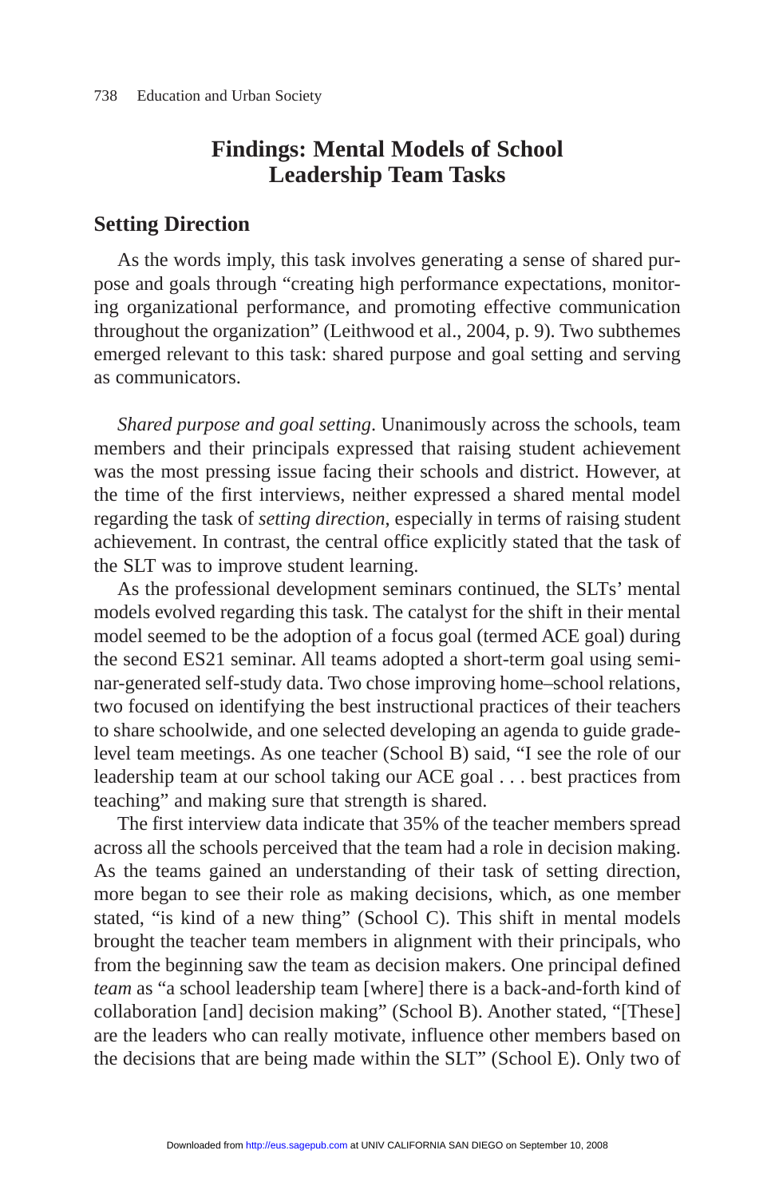## Findings: Mental Models of School Leadership Team Tasks

### Setting Direction

As the words imply, this task involves generating a sense of shared purpose and goals through "creating high performance expectations, monitoring organizational performance, and promoting effective communication throughout the organization" (Leithwood et al., 2004, p. 9). Two subthemes emerged relevant to this task: shared purpose and goal setting and serving as communicators.

*Shared purpose and goal setting*. Unanimously across the schools, team members and their principals expressed that raising student achievement was the most pressing issue facing their schools and district. However, at the time of the first interviews, neither expressed a shared mental model regarding the task of *setting direction*, especially in terms of raising student achievement. In contrast, the central office explicitly stated that the task of the SLT was to improve student learning.

As the professional development seminars continued, the SLTs' mental models evolved regarding this task. The catalyst for the shift in their mental model seemed to be the adoption of a focus goal (termed ACE goal) during the second ES21 seminar. All teams adopted a short-term goal using seminar-generated self-study data. Two chose improving home–school relations, two focused on identifying the best instructional practices of their teachers to share schoolwide, and one selected developing an agenda to guide grade-level team meetings. As one teacher (School B) said, "I see the role of our leadership team at our school taking our ACE goal . . . best practices from teaching" and making sure that strength is shared.

The first interview data indicate that 35% of the teacher members spread across all the schools perceived that the team had a role in decision making. As the teams gained an understanding of their task of setting direction, more began to see their role as making decisions, which, as one member stated, "is kind of a new thing" (School C). This shift in mental models brought the teacher team members in alignment with their principals, who from the beginning saw the team as decision makers. One principal defined *team* as "a school leadership team [where] there is a back-and-forth kind of collaboration [and] decision making" (School B). Another stated, "[These] are the leaders who can really motivate, influence other members based on the decisions that are being made within the SLT" (School E). Only two of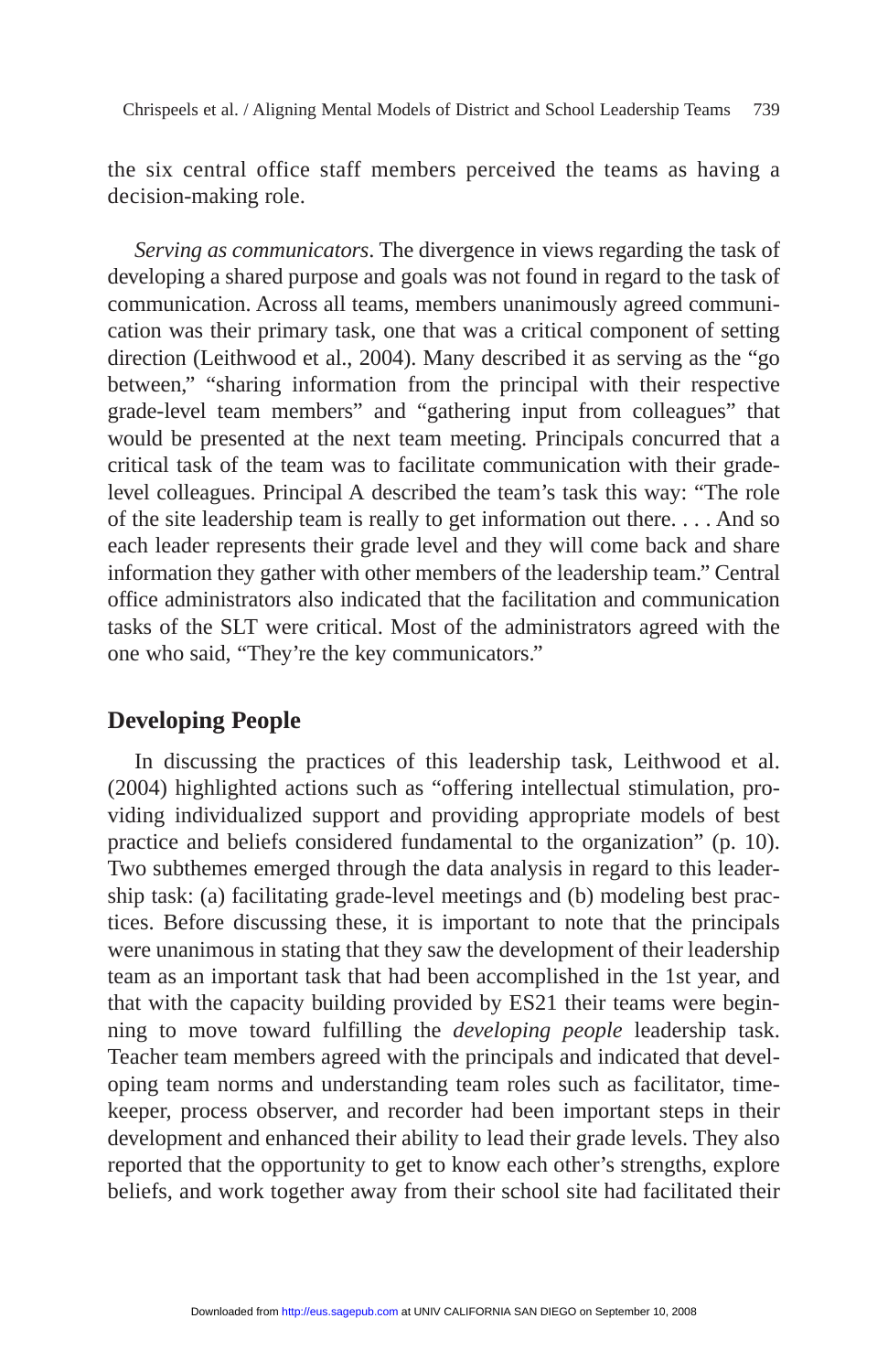the six central office staff members perceived the teams as having a decision-making role.

*Serving as communicators*. The divergence in views regarding the task of developing a shared purpose and goals was not found in regard to the task of communication. Across all teams, members unanimously agreed communication was their primary task, one that was a critical component of setting direction (Leithwood et al., 2004). Many described it as serving as the "go between," "sharing information from the principal with their respective grade-level team members" and "gathering input from colleagues" that would be presented at the next team meeting. Principals concurred that a critical task of the team was to facilitate communication with their grade-level colleagues. Principal A described the team's task this way: "The role of the site leadership team is really to get information out there. . . . And so each leader represents their grade level and they will come back and share information they gather with other members of the leadership team." Central office administrators also indicated that the facilitation and communication tasks of the SLT were critical. Most of the administrators agreed with the one who said, "They're the key communicators."

## Developing People

In discussing the practices of this leadership task, Leithwood et al. (2004) highlighted actions such as "offering intellectual stimulation, providing individualized support and providing appropriate models of best practice and beliefs considered fundamental to the organization" (p. 10). Two subthemes emerged through the data analysis in regard to this leadership task: (a) facilitating grade-level meetings and (b) modeling best practices. Before discussing these, it is important to note that the principals were unanimous in stating that they saw the development of their leadership team as an important task that had been accomplished in the 1st year, and that with the capacity building provided by ES21 their teams were beginning to move toward fulfilling the *developing people* leadership task. Teacher team members agreed with the principals and indicated that developing team norms and understanding team roles such as facilitator, timekeeper, process observer, and recorder had been important steps in their development and enhanced their ability to lead their grade levels. They also reported that the opportunity to get to know each other's strengths, explore beliefs, and work together away from their school site had facilitated their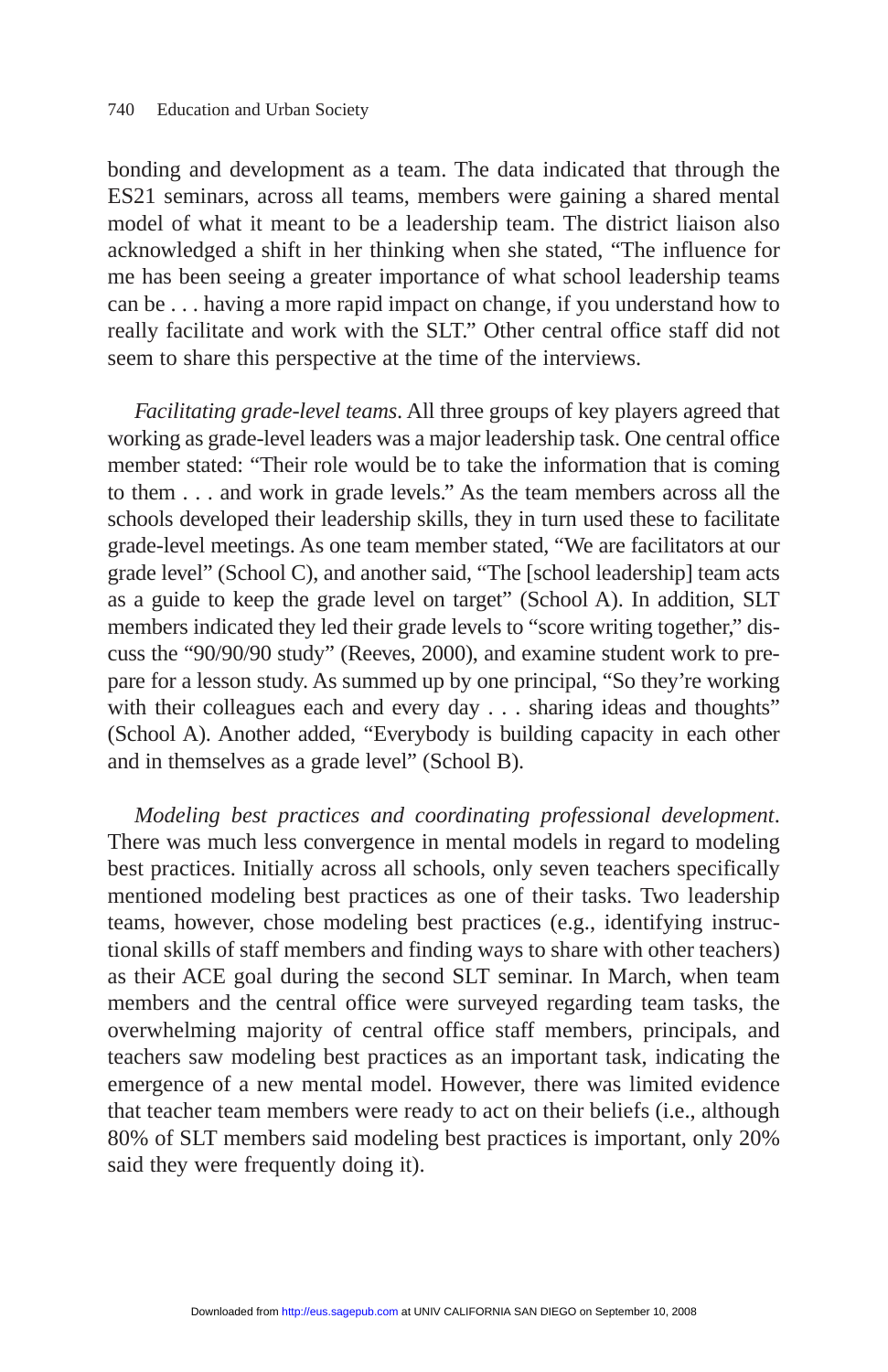bonding and development as a team. The data indicated that through the ES21 seminars, across all teams, members were gaining a shared mental model of what it meant to be a leadership team. The district liaison also acknowledged a shift in her thinking when she stated, “The influence for me has been seeing a greater importance of what school leadership teams can be . . . having a more rapid impact on change, if you understand how to really facilitate and work with the SLT.” Other central office staff did not seem to share this perspective at the time of the interviews.

*Facilitating grade-level teams*. All three groups of key players agreed that working as grade-level leaders was a major leadership task. One central office member stated: “Their role would be to take the information that is coming to them . . . and work in grade levels.” As the team members across all the schools developed their leadership skills, they in turn used these to facilitate grade-level meetings. As one team member stated, “We are facilitators at our grade level” (School C), and another said, “The [school leadership] team acts as a guide to keep the grade level on target” (School A). In addition, SLT members indicated they led their grade levels to “score writing together,” discuss the “90/90/90 study” (Reeves, 2000), and examine student work to prepare for a lesson study. As summed up by one principal, “So they’re working with their colleagues each and every day . . . sharing ideas and thoughts” (School A). Another added, “Everybody is building capacity in each other and in themselves as a grade level” (School B).

*Modeling best practices and coordinating professional development*. There was much less convergence in mental models in regard to modeling best practices. Initially across all schools, only seven teachers specifically mentioned modeling best practices as one of their tasks. Two leadership teams, however, chose modeling best practices (e.g., identifying instructional skills of staff members and finding ways to share with other teachers) as their ACE goal during the second SLT seminar. In March, when team members and the central office were surveyed regarding team tasks, the overwhelming majority of central office staff members, principals, and teachers saw modeling best practices as an important task, indicating the emergence of a new mental model. However, there was limited evidence that teacher team members were ready to act on their beliefs (i.e., although 80% of SLT members said modeling best practices is important, only 20% said they were frequently doing it).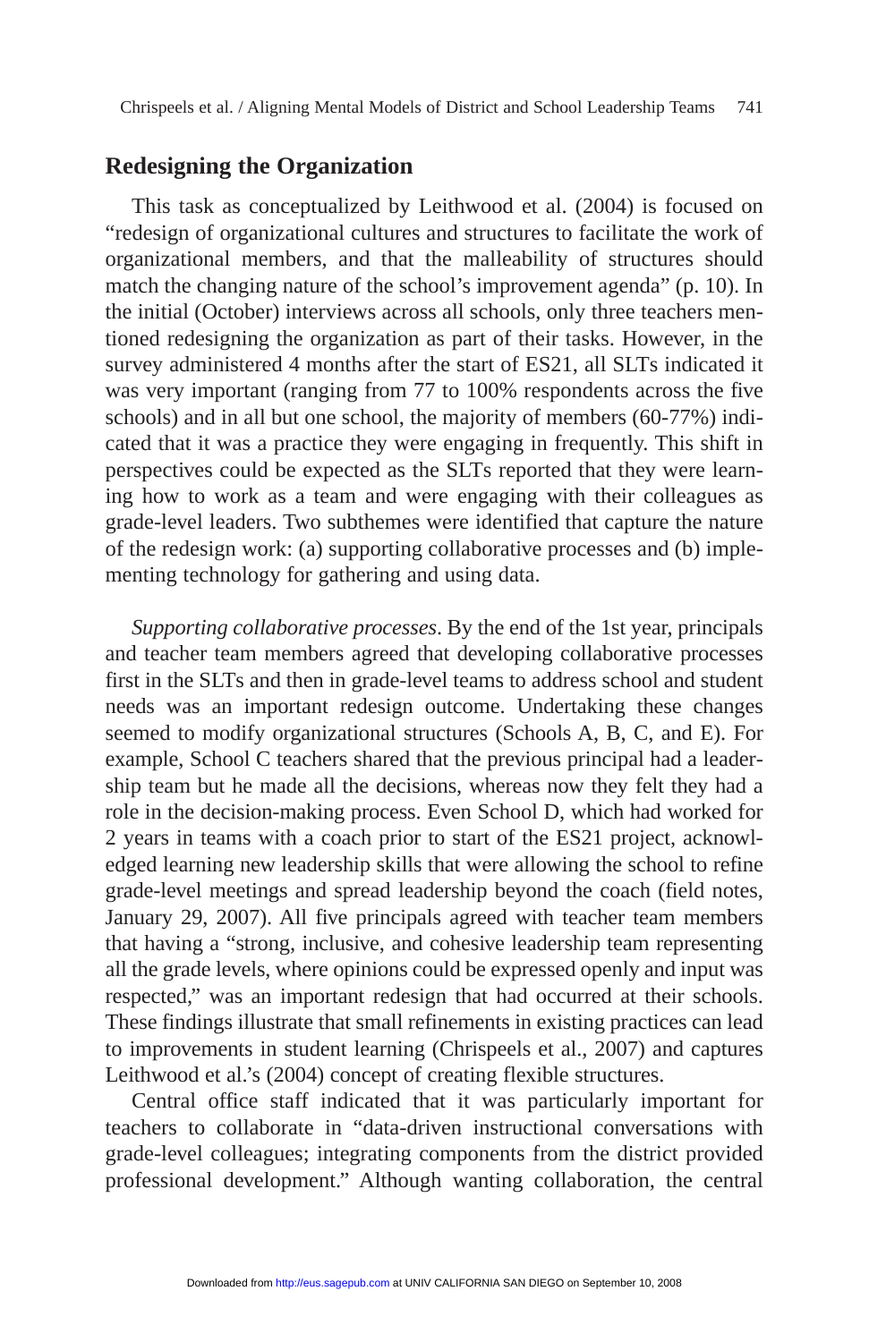## Redesigning the Organization

This task as conceptualized by Leithwood et al. (2004) is focused on "redesign of organizational cultures and structures to facilitate the work of organizational members, and that the malleability of structures should match the changing nature of the school's improvement agenda" (p. 10). In the initial (October) interviews across all schools, only three teachers mentioned redesigning the organization as part of their tasks. However, in the survey administered 4 months after the start of ES21, all SLTs indicated it was very important (ranging from 77 to 100% respondents across the five schools) and in all but one school, the majority of members (60-77%) indicated that it was a practice they were engaging in frequently. This shift in perspectives could be expected as the SLTs reported that they were learning how to work as a team and were engaging with their colleagues as grade-level leaders. Two subthemes were identified that capture the nature of the redesign work: (a) supporting collaborative processes and (b) implementing technology for gathering and using data.

*Supporting collaborative processes*. By the end of the 1st year, principals and teacher team members agreed that developing collaborative processes first in the SLTs and then in grade-level teams to address school and student needs was an important redesign outcome. Undertaking these changes seemed to modify organizational structures (Schools A, B, C, and E). For example, School C teachers shared that the previous principal had a leadership team but he made all the decisions, whereas now they felt they had a role in the decision-making process. Even School D, which had worked for 2 years in teams with a coach prior to start of the ES21 project, acknowledged learning new leadership skills that were allowing the school to refine grade-level meetings and spread leadership beyond the coach (field notes, January 29, 2007). All five principals agreed with teacher team members that having a "strong, inclusive, and cohesive leadership team representing all the grade levels, where opinions could be expressed openly and input was respected," was an important redesign that had occurred at their schools. These findings illustrate that small refinements in existing practices can lead to improvements in student learning (Chrispeels et al., 2007) and captures Leithwood et al.'s (2004) concept of creating flexible structures.

Central office staff indicated that it was particularly important for teachers to collaborate in "data-driven instructional conversations with grade-level colleagues; integrating components from the district provided professional development." Although wanting collaboration, the central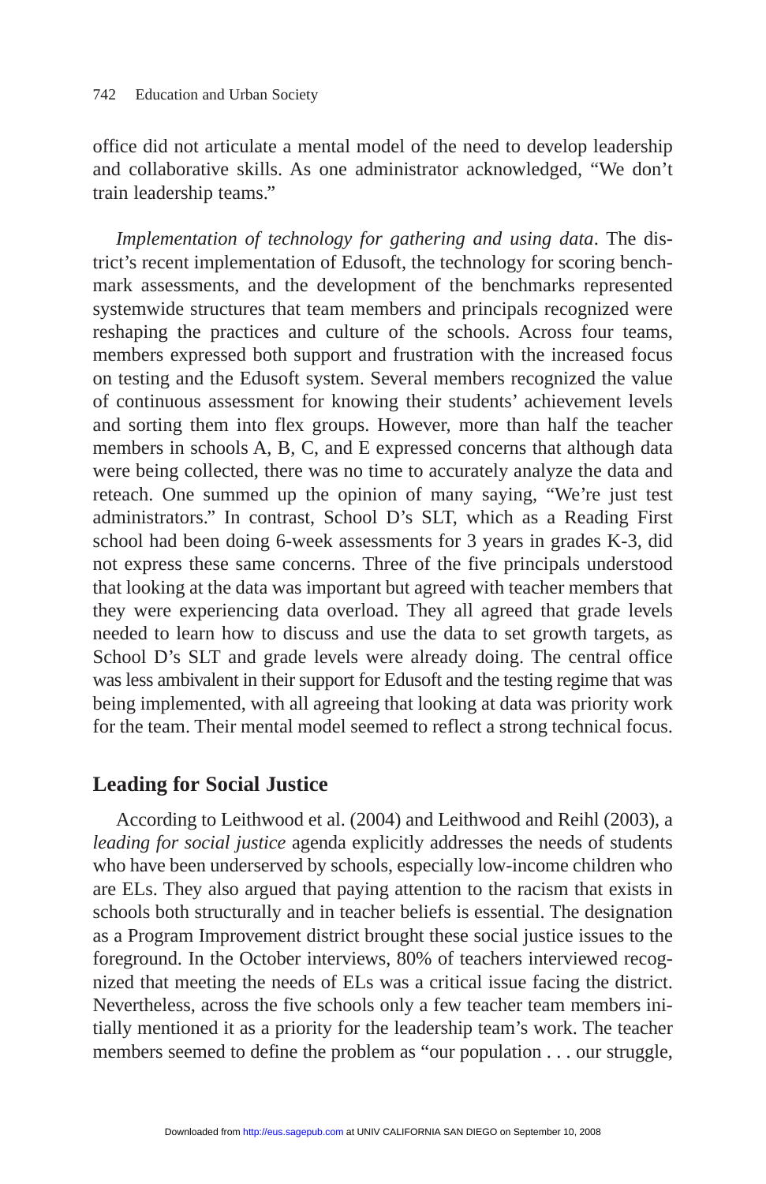office did not articulate a mental model of the need to develop leadership and collaborative skills. As one administrator acknowledged, "We don't train leadership teams."

*Implementation of technology for gathering and using data*. The district's recent implementation of Edusoft, the technology for scoring benchmark assessments, and the development of the benchmarks represented systemwide structures that team members and principals recognized were reshaping the practices and culture of the schools. Across four teams, members expressed both support and frustration with the increased focus on testing and the Edusoft system. Several members recognized the value of continuous assessment for knowing their students' achievement levels and sorting them into flex groups. However, more than half the teacher members in schools A, B, C, and E expressed concerns that although data were being collected, there was no time to accurately analyze the data and reteach. One summed up the opinion of many saying, "We're just test administrators." In contrast, School D's SLT, which as a Reading First school had been doing 6-week assessments for 3 years in grades K-3, did not express these same concerns. Three of the five principals understood that looking at the data was important but agreed with teacher members that they were experiencing data overload. They all agreed that grade levels needed to learn how to discuss and use the data to set growth targets, as School D's SLT and grade levels were already doing. The central office was less ambivalent in their support for Edusoft and the testing regime that was being implemented, with all agreeing that looking at data was priority work for the team. Their mental model seemed to reflect a strong technical focus.

## Leading for Social Justice

According to Leithwood et al. (2004) and Leithwood and Reihl (2003), a *leading for social justice* agenda explicitly addresses the needs of students who have been underserved by schools, especially low-income children who are ELs. They also argued that paying attention to the racism that exists in schools both structurally and in teacher beliefs is essential. The designation as a Program Improvement district brought these social justice issues to the foreground. In the October interviews, 80% of teachers interviewed recognized that meeting the needs of ELs was a critical issue facing the district. Nevertheless, across the five schools only a few teacher team members initially mentioned it as a priority for the leadership team's work. The teacher members seemed to define the problem as "our population . . . our struggle,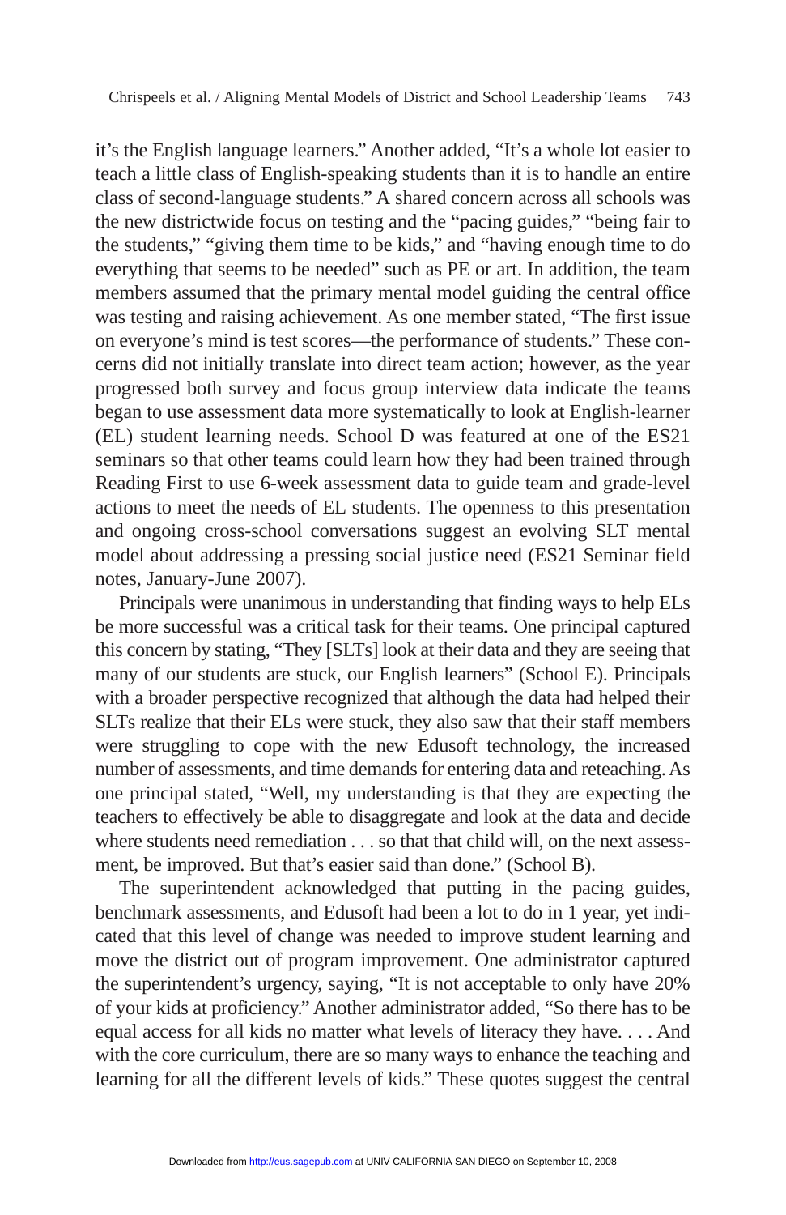it's the English language learners." Another added, "It's a whole lot easier to teach a little class of English-speaking students than it is to handle an entire class of second-language students." A shared concern across all schools was the new districtwide focus on testing and the "pacing guides," "being fair to the students," "giving them time to be kids," and "having enough time to do everything that seems to be needed" such as PE or art. In addition, the team members assumed that the primary mental model guiding the central office was testing and raising achievement. As one member stated, "The first issue on everyone's mind is test scores—the performance of students." These concerns did not initially translate into direct team action; however, as the year progressed both survey and focus group interview data indicate the teams began to use assessment data more systematically to look at English-learner (EL) student learning needs. School D was featured at one of the ES21 seminars so that other teams could learn how they had been trained through Reading First to use 6-week assessment data to guide team and grade-level actions to meet the needs of EL students. The openness to this presentation and ongoing cross-school conversations suggest an evolving SLT mental model about addressing a pressing social justice need (ES21 Seminar field notes, January-June 2007).

Principals were unanimous in understanding that finding ways to help ELs be more successful was a critical task for their teams. One principal captured this concern by stating, "They [SLTs] look at their data and they are seeing that many of our students are stuck, our English learners" (School E). Principals with a broader perspective recognized that although the data had helped their SLTs realize that their ELs were stuck, they also saw that their staff members were struggling to cope with the new Edusoft technology, the increased number of assessments, and time demands for entering data and reteaching. As one principal stated, "Well, my understanding is that they are expecting the teachers to effectively be able to disaggregate and look at the data and decide where students need remediation . . . so that that child will, on the next assessment, be improved. But that's easier said than done." (School B).

The superintendent acknowledged that putting in the pacing guides, benchmark assessments, and Edusoft had been a lot to do in 1 year, yet indicated that this level of change was needed to improve student learning and move the district out of program improvement. One administrator captured the superintendent's urgency, saying, "It is not acceptable to only have 20% of your kids at proficiency." Another administrator added, "So there has to be equal access for all kids no matter what levels of literacy they have. . . . And with the core curriculum, there are so many ways to enhance the teaching and learning for all the different levels of kids." These quotes suggest the central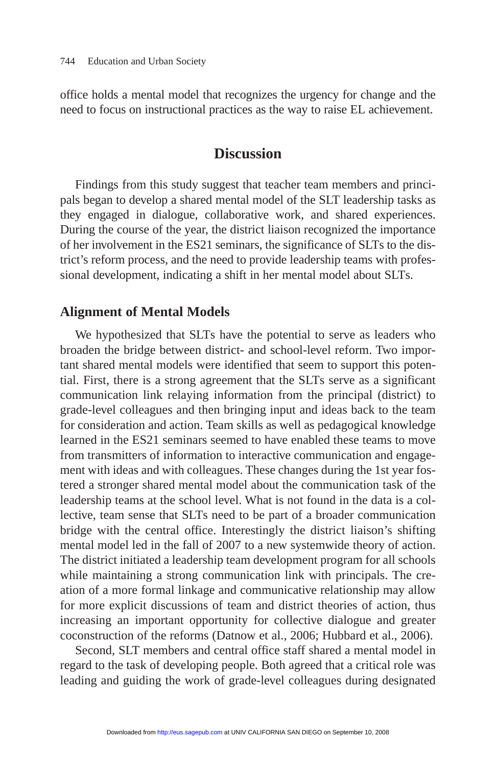office holds a mental model that recognizes the urgency for change and the need to focus on instructional practices as the way to raise EL achievement.

## Discussion

Findings from this study suggest that teacher team members and principals began to develop a shared mental model of the SLT leadership tasks as they engaged in dialogue, collaborative work, and shared experiences. During the course of the year, the district liaison recognized the importance of her involvement in the ES21 seminars, the significance of SLTs to the district's reform process, and the need to provide leadership teams with professional development, indicating a shift in her mental model about SLTs.

### Alignment of Mental Models

We hypothesized that SLTs have the potential to serve as leaders who broaden the bridge between district- and school-level reform. Two important shared mental models were identified that seem to support this potential. First, there is a strong agreement that the SLTs serve as a significant communication link relaying information from the principal (district) to grade-level colleagues and then bringing input and ideas back to the team for consideration and action. Team skills as well as pedagogical knowledge learned in the ES21 seminars seemed to have enabled these teams to move from transmitters of information to interactive communication and engagement with ideas and with colleagues. These changes during the 1st year fostered a stronger shared mental model about the communication task of the leadership teams at the school level. What is not found in the data is a collective, team sense that SLTs need to be part of a broader communication bridge with the central office. Interestingly the district liaison's shifting mental model led in the fall of 2007 to a new systemwide theory of action. The district initiated a leadership team development program for all schools while maintaining a strong communication link with principals. The creation of a more formal linkage and communicative relationship may allow for more explicit discussions of team and district theories of action, thus increasing an important opportunity for collective dialogue and greater coconstruction of the reforms (Datnow et al., 2006; Hubbard et al., 2006).

Second, SLT members and central office staff shared a mental model in regard to the task of developing people. Both agreed that a critical role was leading and guiding the work of grade-level colleagues during designated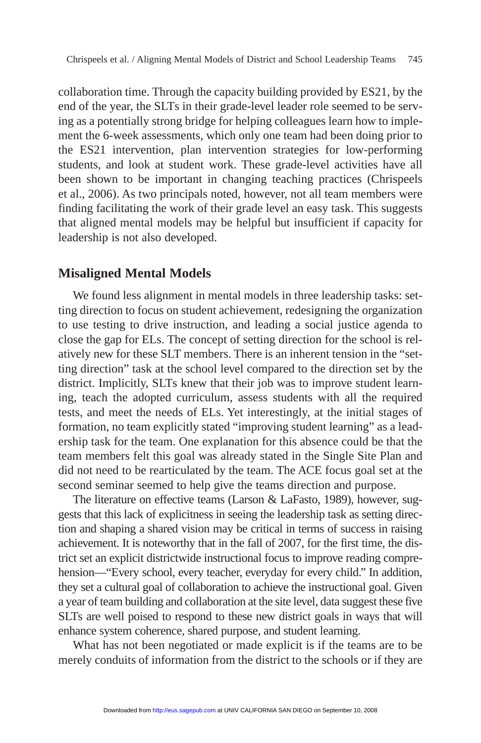collaboration time. Through the capacity building provided by ES21, by the end of the year, the SLTs in their grade-level leader role seemed to be serving as a potentially strong bridge for helping colleagues learn how to implement the 6-week assessments, which only one team had been doing prior to the ES21 intervention, plan intervention strategies for low-performing students, and look at student work. These grade-level activities have all been shown to be important in changing teaching practices (Chrispeels et al., 2006). As two principals noted, however, not all team members were finding facilitating the work of their grade level an easy task. This suggests that aligned mental models may be helpful but insufficient if capacity for leadership is not also developed.

## Misaligned Mental Models

We found less alignment in mental models in three leadership tasks: setting direction to focus on student achievement, redesigning the organization to use testing to drive instruction, and leading a social justice agenda to close the gap for ELs. The concept of setting direction for the school is relatively new for these SLT members. There is an inherent tension in the "setting direction" task at the school level compared to the direction set by the district. Implicitly, SLTs knew that their job was to improve student learning, teach the adopted curriculum, assess students with all the required tests, and meet the needs of ELs. Yet interestingly, at the initial stages of formation, no team explicitly stated "improving student learning" as a leadership task for the team. One explanation for this absence could be that the team members felt this goal was already stated in the Single Site Plan and did not need to be rearticulated by the team. The ACE focus goal set at the second seminar seemed to help give the teams direction and purpose.

The literature on effective teams (Larson & LaFasto, 1989), however, suggests that this lack of explicitness in seeing the leadership task as setting direction and shaping a shared vision may be critical in terms of success in raising achievement. It is noteworthy that in the fall of 2007, for the first time, the district set an explicit districtwide instructional focus to improve reading comprehension—"Every school, every teacher, everyday for every child." In addition, they set a cultural goal of collaboration to achieve the instructional goal. Given a year of team building and collaboration at the site level, data suggest these five SLTs are well poised to respond to these new district goals in ways that will enhance system coherence, shared purpose, and student learning.

What has not been negotiated or made explicit is if the teams are to be merely conduits of information from the district to the schools or if they are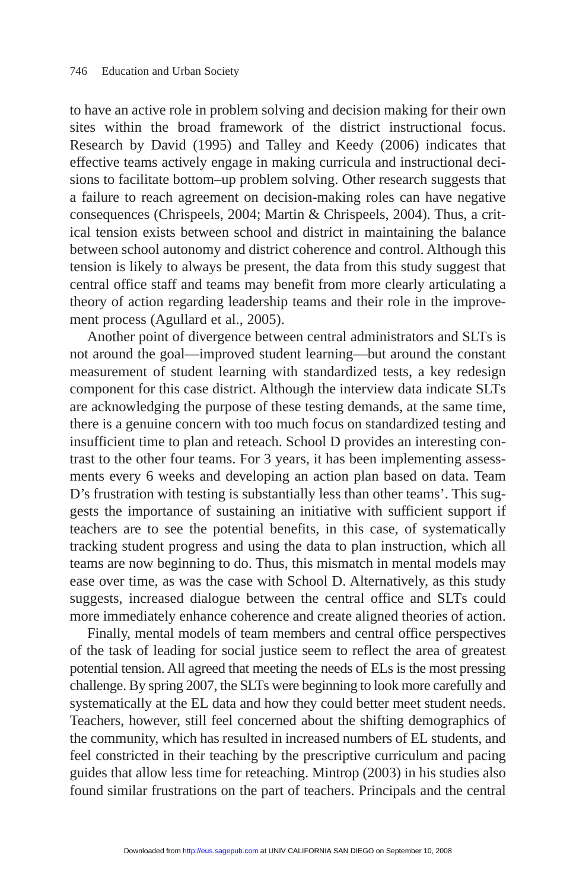to have an active role in problem solving and decision making for their own sites within the broad framework of the district instructional focus. Research by David (1995) and Talley and Keedy (2006) indicates that effective teams actively engage in making curricula and instructional decisions to facilitate bottom–up problem solving. Other research suggests that a failure to reach agreement on decision-making roles can have negative consequences (Chrispeels, 2004; Martin & Chrispeels, 2004). Thus, a critical tension exists between school and district in maintaining the balance between school autonomy and district coherence and control. Although this tension is likely to always be present, the data from this study suggest that central office staff and teams may benefit from more clearly articulating a theory of action regarding leadership teams and their role in the improvement process (Agullard et al., 2005).

Another point of divergence between central administrators and SLTs is not around the goal—improved student learning—but around the constant measurement of student learning with standardized tests, a key redesign component for this case district. Although the interview data indicate SLTs are acknowledging the purpose of these testing demands, at the same time, there is a genuine concern with too much focus on standardized testing and insufficient time to plan and reteach. School D provides an interesting contrast to the other four teams. For 3 years, it has been implementing assessments every 6 weeks and developing an action plan based on data. Team D's frustration with testing is substantially less than other teams'. This suggests the importance of sustaining an initiative with sufficient support if teachers are to see the potential benefits, in this case, of systematically tracking student progress and using the data to plan instruction, which all teams are now beginning to do. Thus, this mismatch in mental models may ease over time, as was the case with School D. Alternatively, as this study suggests, increased dialogue between the central office and SLTs could more immediately enhance coherence and create aligned theories of action.

Finally, mental models of team members and central office perspectives of the task of leading for social justice seem to reflect the area of greatest potential tension. All agreed that meeting the needs of ELs is the most pressing challenge. By spring 2007, the SLTs were beginning to look more carefully and systematically at the EL data and how they could better meet student needs. Teachers, however, still feel concerned about the shifting demographics of the community, which has resulted in increased numbers of EL students, and feel constricted in their teaching by the prescriptive curriculum and pacing guides that allow less time for reteaching. Mintrop (2003) in his studies also found similar frustrations on the part of teachers. Principals and the central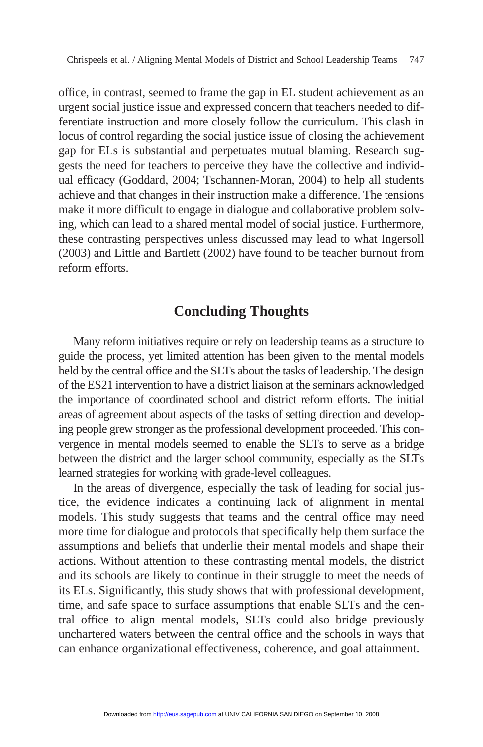office, in contrast, seemed to frame the gap in EL student achievement as an urgent social justice issue and expressed concern that teachers needed to differentiate instruction and more closely follow the curriculum. This clash in locus of control regarding the social justice issue of closing the achievement gap for ELs is substantial and perpetuates mutual blaming. Research suggests the need for teachers to perceive they have the collective and individual efficacy (Goddard, 2004; Tschannen-Moran, 2004) to help all students achieve and that changes in their instruction make a difference. The tensions make it more difficult to engage in dialogue and collaborative problem solving, which can lead to a shared mental model of social justice. Furthermore, these contrasting perspectives unless discussed may lead to what Ingersoll (2003) and Little and Bartlett (2002) have found to be teacher burnout from reform efforts.

## Concluding Thoughts

Many reform initiatives require or rely on leadership teams as a structure to guide the process, yet limited attention has been given to the mental models held by the central office and the SLTs about the tasks of leadership. The design of the ES21 intervention to have a district liaison at the seminars acknowledged the importance of coordinated school and district reform efforts. The initial areas of agreement about aspects of the tasks of setting direction and developing people grew stronger as the professional development proceeded. This convergence in mental models seemed to enable the SLTs to serve as a bridge between the district and the larger school community, especially as the SLTs learned strategies for working with grade-level colleagues.

In the areas of divergence, especially the task of leading for social justice, the evidence indicates a continuing lack of alignment in mental models. This study suggests that teams and the central office may need more time for dialogue and protocols that specifically help them surface the assumptions and beliefs that underlie their mental models and shape their actions. Without attention to these contrasting mental models, the district and its schools are likely to continue in their struggle to meet the needs of its ELs. Significantly, this study shows that with professional development, time, and safe space to surface assumptions that enable SLTs and the central office to align mental models, SLTs could also bridge previously unchartered waters between the central office and the schools in ways that can enhance organizational effectiveness, coherence, and goal attainment.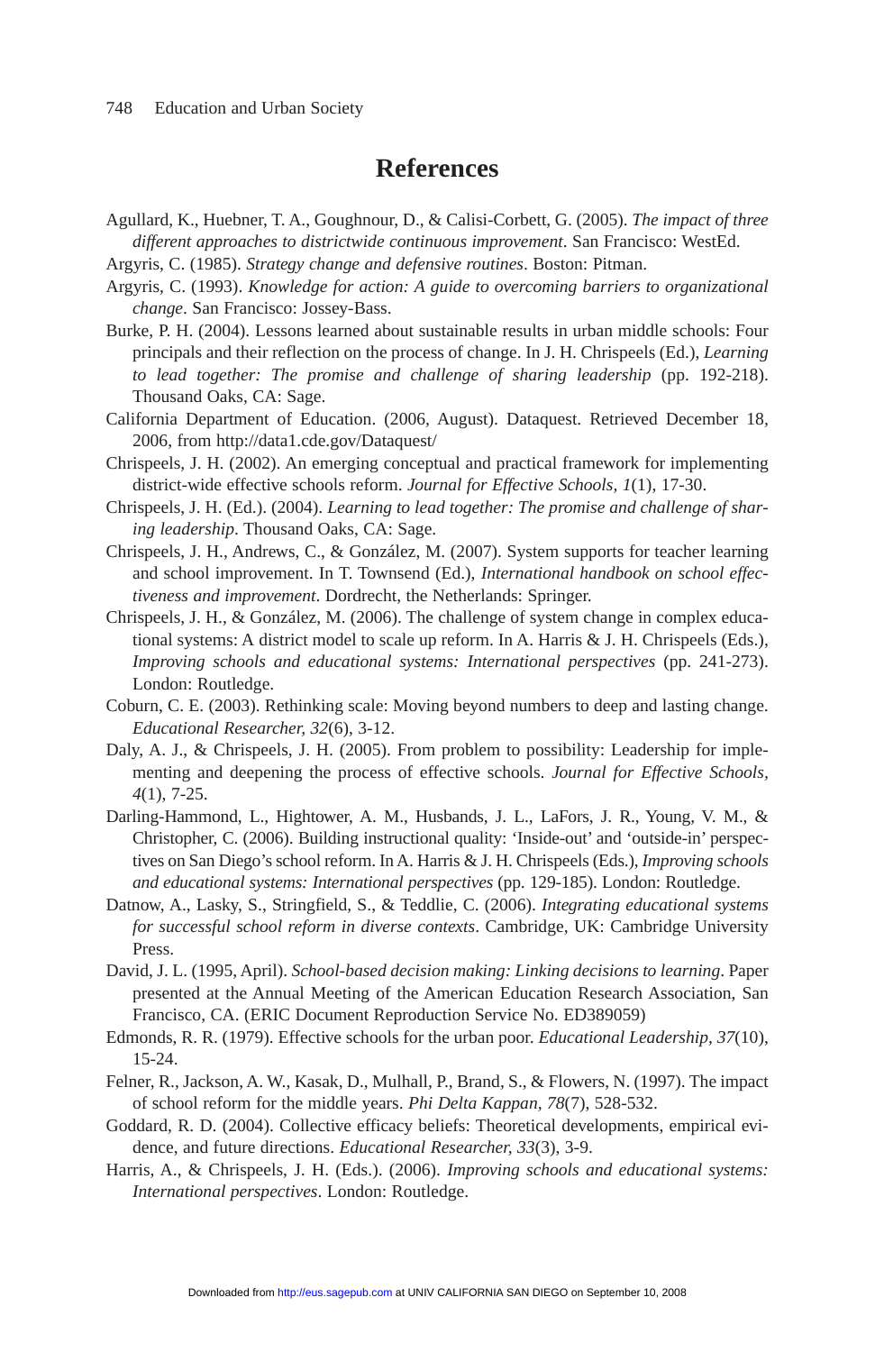# References

Agullard, K., Huebner, T. A., Goughnour, D., & Calisi-Corbett, G. (2005). *The impact of three different approaches to districtwide continuous improvement*. San Francisco: WestEd.

Argyris, C. (1985). *Strategy change and defensive routines*. Boston: Pitman.

Argyris, C. (1993). *Knowledge for action: A guide to overcoming barriers to organizational change*. San Francisco: Jossey-Bass.

Burke, P. H. (2004). Lessons learned about sustainable results in urban middle schools: Four principals and their reflection on the process of change. In J. H. Chrispeels (Ed.), *Learning to lead together: The promise and challenge of sharing leadership* (pp. 192-218). Thousand Oaks, CA: Sage.

California Department of Education. (2006, August). Dataquest. Retrieved December 18, 2006, from http://data1.cde.gov/Dataquest/

Chrispeels, J. H. (2002). An emerging conceptual and practical framework for implementing district-wide effective schools reform. *Journal for Effective Schools, 1*(1), 17-30.

Chrispeels, J. H. (Ed.). (2004). *Learning to lead together: The promise and challenge of sharing leadership*. Thousand Oaks, CA: Sage.

Chrispeels, J. H., Andrews, C., & González, M. (2007). System supports for teacher learning and school improvement. In T. Townsend (Ed.), *International handbook on school effectiveness and improvement*. Dordrecht, the Netherlands: Springer.

Chrispeels, J. H., & González, M. (2006). The challenge of system change in complex educational systems: A district model to scale up reform. In A. Harris & J. H. Chrispeels (Eds.), *Improving schools and educational systems: International perspectives* (pp. 241-273). London: Routledge.

Coburn, C. E. (2003). Rethinking scale: Moving beyond numbers to deep and lasting change. *Educational Researcher, 32*(6), 3-12.

Daly, A. J., & Chrispeels, J. H. (2005). From problem to possibility: Leadership for implementing and deepening the process of effective schools. *Journal for Effective Schools, 4*(1), 7-25.

Darling-Hammond, L., Hightower, A. M., Husbands, J. L., LaFors, J. R., Young, V. M., & Christopher, C. (2006). Building instructional quality: 'Inside-out' and 'outside-in' perspectives on San Diego's school reform. In A. Harris & J. H. Chrispeels (Eds.), *Improving schools and educational systems: International perspectives* (pp. 129-185). London: Routledge.

Datnow, A., Lasky, S., Stringfield, S., & Teddlie, C. (2006). *Integrating educational systems for successful school reform in diverse contexts*. Cambridge, UK: Cambridge University Press.

David, J. L. (1995, April). *School-based decision making: Linking decisions to learning*. Paper presented at the Annual Meeting of the American Education Research Association, San Francisco, CA. (ERIC Document Reproduction Service No. ED389059)

Edmonds, R. R. (1979). Effective schools for the urban poor. *Educational Leadership, 37*(10), 15-24.

Felner, R., Jackson, A. W., Kasak, D., Mulhall, P., Brand, S., & Flowers, N. (1997). The impact of school reform for the middle years. *Phi Delta Kappan, 78*(7), 528-532.

Goddard, R. D. (2004). Collective efficacy beliefs: Theoretical developments, empirical evidence, and future directions. *Educational Researcher, 33*(3), 3-9.

Harris, A., & Chrispeels, J. H. (Eds.). (2006). *Improving schools and educational systems: International perspectives*. London: Routledge.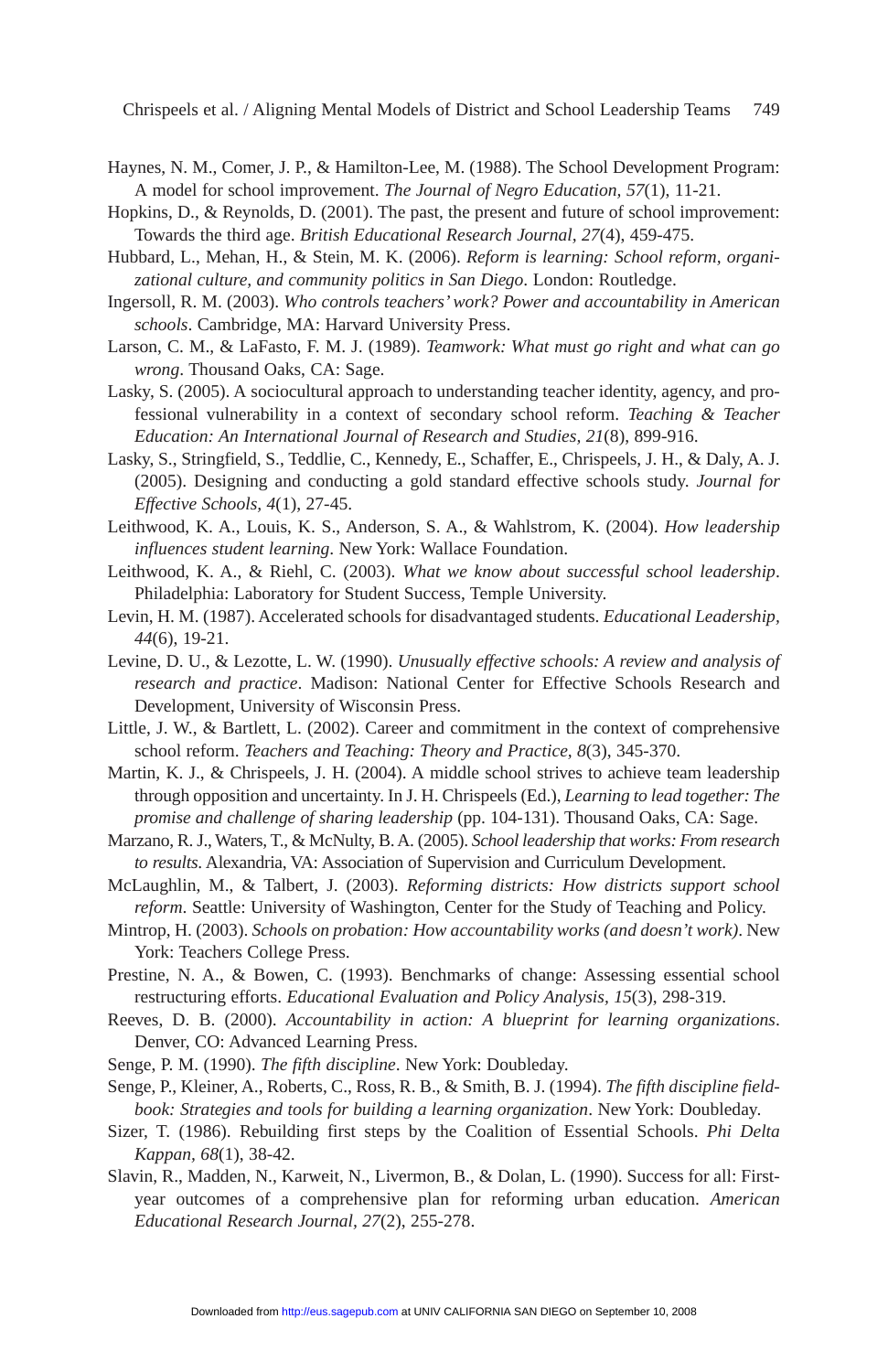Haynes, N. M., Comer, J. P., & Hamilton-Lee, M. (1988). The School Development Program: A model for school improvement. *The Journal of Negro Education, 57*(1), 11-21.

Hopkins, D., & Reynolds, D. (2001). The past, the present and future of school improvement: Towards the third age. *British Educational Research Journal*, *27*(4), 459-475.

Hubbard, L., Mehan, H., & Stein, M. K. (2006). *Reform is learning: School reform, organizational culture, and community politics in San Diego*. London: Routledge.

Ingersoll, R. M. (2003). *Who controls teachers' work? Power and accountability in American schools*. Cambridge, MA: Harvard University Press.

Larson, C. M., & LaFasto, F. M. J. (1989). *Teamwork: What must go right and what can go wrong*. Thousand Oaks, CA: Sage.

Lasky, S. (2005). A sociocultural approach to understanding teacher identity, agency, and professional vulnerability in a context of secondary school reform. *Teaching & Teacher Education: An International Journal of Research and Studies*, *21*(8), 899-916.

Lasky, S., Stringfield, S., Teddlie, C., Kennedy, E., Schaffer, E., Chrispeels, J. H., & Daly, A. J. (2005). Designing and conducting a gold standard effective schools study. *Journal for Effective Schools, 4*(1), 27-45.

Leithwood, K. A., Louis, K. S., Anderson, S. A., & Wahlstrom, K. (2004). *How leadership influences student learning*. New York: Wallace Foundation.

Leithwood, K. A., & Riehl, C. (2003). *What we know about successful school leadership*. Philadelphia: Laboratory for Student Success, Temple University.

Levin, H. M. (1987). Accelerated schools for disadvantaged students. *Educational Leadership*, *44*(6), 19-21.

Levine, D. U., & Lezotte, L. W. (1990). *Unusually effective schools: A review and analysis of research and practice*. Madison: National Center for Effective Schools Research and Development, University of Wisconsin Press.

Little, J. W., & Bartlett, L. (2002). Career and commitment in the context of comprehensive school reform. *Teachers and Teaching: Theory and Practice, 8*(3), 345-370.

Martin, K. J., & Chrispeels, J. H. (2004). A middle school strives to achieve team leadership through opposition and uncertainty. In J. H. Chrispeels (Ed.), *Learning to lead together: The promise and challenge of sharing leadership* (pp. 104-131). Thousand Oaks, CA: Sage.

Marzano, R. J., Waters, T., & McNulty, B. A. (2005). *School leadership that works: From research to results*. Alexandria, VA: Association of Supervision and Curriculum Development.

McLaughlin, M., & Talbert, J. (2003). *Reforming districts: How districts support school reform*. Seattle: University of Washington, Center for the Study of Teaching and Policy.

Mintrop, H. (2003). *Schools on probation: How accountability works (and doesn't work)*. New York: Teachers College Press.

Prestine, N. A., & Bowen, C. (1993). Benchmarks of change: Assessing essential school restructuring efforts. *Educational Evaluation and Policy Analysis, 15*(3), 298-319.

Reeves, D. B. (2000). *Accountability in action: A blueprint for learning organizations*. Denver, CO: Advanced Learning Press.

Senge, P. M. (1990). *The fifth discipline*. New York: Doubleday.

Senge, P., Kleiner, A., Roberts, C., Ross, R. B., & Smith, B. J. (1994). *The fifth discipline fieldbook: Strategies and tools for building a learning organization*. New York: Doubleday.

Sizer, T. (1986). Rebuilding first steps by the Coalition of Essential Schools. *Phi Delta Kappan, 68*(1), 38-42.

Slavin, R., Madden, N., Karweit, N., Livermon, B., & Dolan, L. (1990). Success for all: First-year outcomes of a comprehensive plan for reforming urban education. *American Educational Research Journal*, *27*(2), 255-278.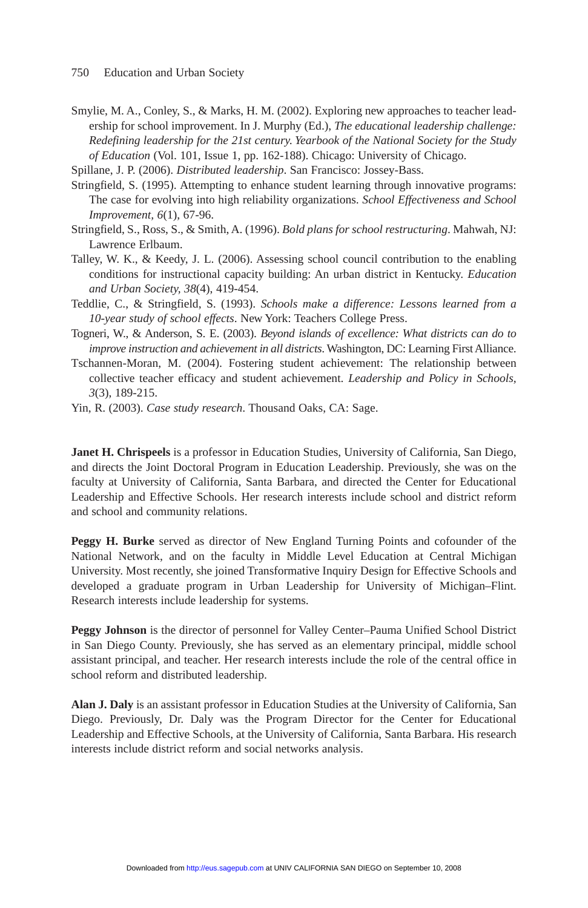Smylie, M. A., Conley, S., & Marks, H. M. (2002). Exploring new approaches to teacher leadership for school improvement. In J. Murphy (Ed.), *The educational leadership challenge: Redefining leadership for the 21st century. Yearbook of the National Society for the Study of Education* (Vol. 101, Issue 1, pp. 162-188). Chicago: University of Chicago.

Spillane, J. P. (2006). *Distributed leadership*. San Francisco: Jossey-Bass.

Stringfield, S. (1995). Attempting to enhance student learning through innovative programs: The case for evolving into high reliability organizations. *School Effectiveness and School Improvement, 6*(1), 67-96.

Stringfield, S., Ross, S., & Smith, A. (1996). *Bold plans for school restructuring*. Mahwah, NJ: Lawrence Erlbaum.

Talley, W. K., & Keedy, J. L. (2006). Assessing school council contribution to the enabling conditions for instructional capacity building: An urban district in Kentucky. *Education and Urban Society, 38*(4), 419-454.

Teddlie, C., & Stringfield, S. (1993). *Schools make a difference: Lessons learned from a 10-year study of school effects*. New York: Teachers College Press.

Togneri, W., & Anderson, S. E. (2003). *Beyond islands of excellence: What districts can do to improve instruction and achievement in all districts*. Washington, DC: Learning First Alliance.

Tschannen-Moran, M. (2004). Fostering student achievement: The relationship between collective teacher efficacy and student achievement. *Leadership and Policy in Schools, 3*(3), 189-215.

Yin, R. (2003). *Case study research*. Thousand Oaks, CA: Sage.

**Janet H. Chrispeels** is a professor in Education Studies, University of California, San Diego, and directs the Joint Doctoral Program in Education Leadership. Previously, she was on the faculty at University of California, Santa Barbara, and directed the Center for Educational Leadership and Effective Schools. Her research interests include school and district reform and school and community relations.

**Peggy H. Burke** served as director of New England Turning Points and cofounder of the National Network, and on the faculty in Middle Level Education at Central Michigan University. Most recently, she joined Transformative Inquiry Design for Effective Schools and developed a graduate program in Urban Leadership for University of Michigan–Flint. Research interests include leadership for systems.

**Peggy Johnson** is the director of personnel for Valley Center–Pauma Unified School District in San Diego County. Previously, she has served as an elementary principal, middle school assistant principal, and teacher. Her research interests include the role of the central office in school reform and distributed leadership.

**Alan J. Daly** is an assistant professor in Education Studies at the University of California, San Diego. Previously, Dr. Daly was the Program Director for the Center for Educational Leadership and Effective Schools, at the University of California, Santa Barbara. His research interests include district reform and social networks analysis.